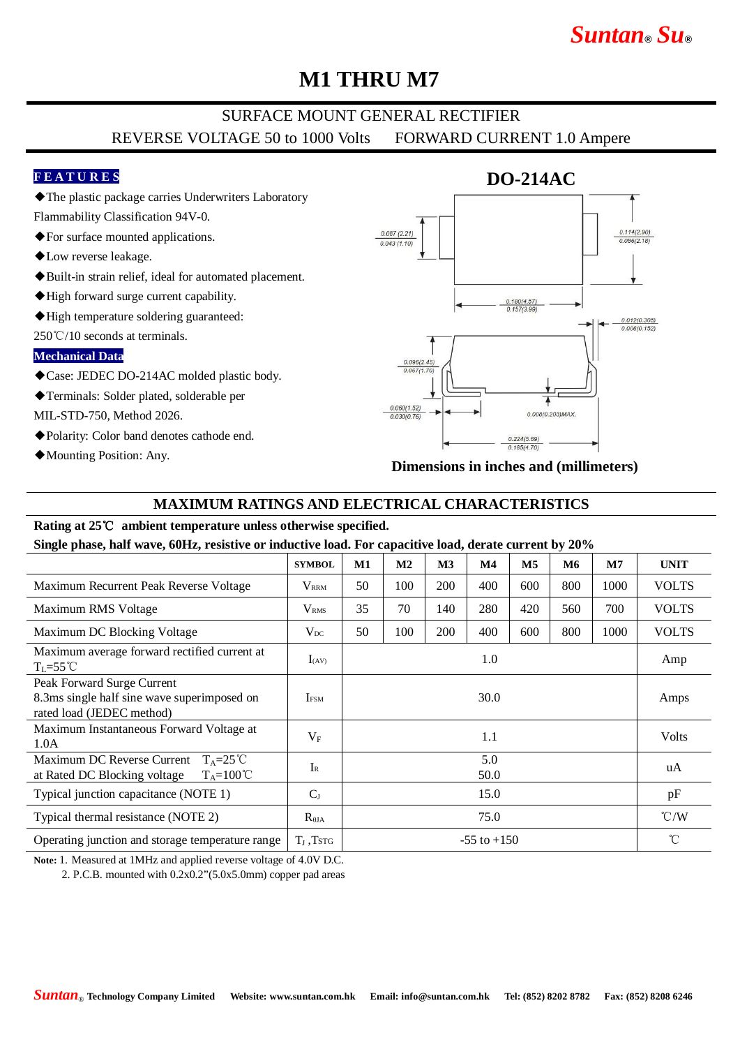# M1 THRU M7

SURFACE MOUNT GENERAL RECTIFIER

REVERSE VOLTAGE 50 to 1000 Volts FORWARD CURRENT 1.0 Ampere

## FEATURES

- ◆The plastic package carries Underwriters Laboratory Flammability Classification 94V-0.
- ◆For surface mounted applications.
- ◆Low reverse leakage.
- ◆Built-in strain relief, ideal for automated placement.
- ◆High forward surge current capability.
- ◆High temperature soldering guaranteed: 250℃/10 seconds at terminals.

## Mechanical Data

- ◆Case: JEDEC DO-214AC molded plastic body.
- ◆Terminals: Solder plated, solderable per MIL-STD-750, Method 2026.
- ◆Polarity: Color band denotes cathode end.
- ◆Mounting Position: Any.

## DO-214AC

0.087 (2.21) / 0.043 (1.10)

0.114(2.90) / 0.086(2.18)

0.180(4.57) / 0.157(3.99)

0.012(0.305) / 0.006(0.152)

0.096(2.45) / 0.067(1.70)

0.060(1.52) / 0.030(0.76)

0.008(0.203)MAX.

0.224(5.69) / 0.185(4.70)

Dimensions in inches and (millimeters)

## MAXIMUM RATINGS AND ELECTRICAL CHARACTERISTICS

**Rating at 25℃ ambient temperature unless otherwise specified.**

**Single phase, half wave, 60Hz, resistive or inductive load. For capacitive load, derate current by 20%**

| | SYMBOL | M1 | M2 | M3 | M4 | M5 | M6 | M7 | UNIT |
|---|---|---|---|---|---|---|---|---|---|
| Maximum Recurrent Peak Reverse Voltage | $V_{RRM}$ | 50 | 100 | 200 | 400 | 600 | 800 | 1000 | VOLTS |
| Maximum RMS Voltage | $V_{RMS}$ | 35 | 70 | 140 | 280 | 420 | 560 | 700 | VOLTS |
| Maximum DC Blocking Voltage | $V_{DC}$ | 50 | 100 | 200 | 400 | 600 | 800 | 1000 | VOLTS |
| Maximum average forward rectified current at $T_L$=55℃ | $I_{(AV)}$ | 1.0 | | | | | | | Amp |
| Peak Forward Surge Current 8.3ms single half sine wave superimposed on rated load (JEDEC method) | $I_{FSM}$ | 30.0 | | | | | | | Amps |
| Maximum Instantaneous Forward Voltage at 1.0A | $V_F$ | 1.1 | | | | | | | Volts |
| Maximum DC Reverse Current $T_A$=25℃ at Rated DC Blocking voltage $T_A$=100℃ | $I_R$ | 5.0 / 50.0 | | | | | | | uA |
| Typical junction capacitance (NOTE 1) | $C_J$ | 15.0 | | | | | | | pF |
| Typical thermal resistance (NOTE 2) | $R_{\theta JA}$ | 75.0 | | | | | | | ℃/W |
| Operating junction and storage temperature range | $T_J$ ,$T_{STG}$ | -55 to +150 | | | | | | | ℃ |

**Note:** 1. Measured at 1MHz and applied reverse voltage of 4.0V D.C.
2. P.C.B. mounted with 0.2x0.2"(5.0x5.0mm) copper pad areas

Suntan® Technology Company Limited Website: www.suntan.com.hk Email: info@suntan.com.hk Tel: (852) 8202 8782 Fax: (852) 8208 6246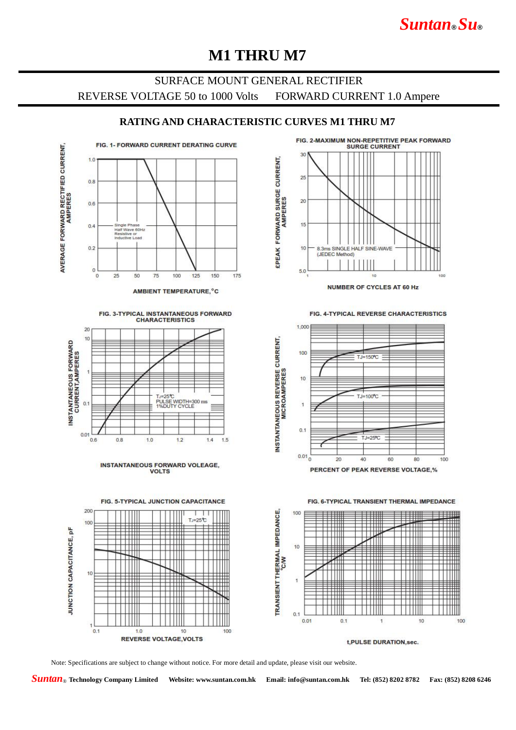# M1 THRU M7

SURFACE MOUNT GENERAL RECTIFIER

REVERSE VOLTAGE 50 to 1000 Volts FORWARD CURRENT 1.0 Ampere

## RATING AND CHARACTERISTIC CURVES M1 THRU M7

FIG. 1- FORWARD CURRENT DERATING CURVE

AVERAGE FORWARD RECTIFIED CURRENT, AMPERES

1.0
0.8
0.6
0.4
0.2
0

0 25 50 75 100 125 150 175

Single Phase
Half Wave 60Hz
Resistive or
Inductive Load

AMBIENT TEMPERATURE,°C

FIG. 2-MAXIMUM NON-REPETITIVE PEAK FORWARD SURGE CURRENT

PEAK FORWARD SURGE CURRENT, AMPERES

30
25
20
15
10
5.0

1 10 100

8.3ms SINGLE HALF SINE-WAVE
(JEDEC Method)

NUMBER OF CYCLES AT 60 Hz

FIG. 3-TYPICAL INSTANTANEOUS FORWARD CHARACTERISTICS

INSTANTANEOUS FORWARD CURRENT,AMPERES

20
10
1
0.1
0.01

0.6 0.8 1.0 1.2 1.4 1.5

$T_J$=25℃
PULSE WIDTH=300 ms
1%DUTY CYCLE

INSTANTANEOUS FORWARD VOLEAGE, VOLTS

FIG. 4-TYPICAL REVERSE CHARACTERISTICS

INSTANTANEOUS REVERSE CURRENT, MICROAMPERES

1,000
100
10
1
0.1
0.01

0 20 40 60 80 100

TJ=150℃
TJ=100℃
TJ=25℃

PERCENT OF PEAK REVERSE VOLTAGE,%

FIG. 5-TYPICAL JUNCTION CAPACITANCE

JUNCTION CAPACITANCE, pF

200
100
10
1

0.1 1.0 10 100

$T_J$=25℃

REVERSE VOLTAGE,VOLTS

FIG. 6-TYPICAL TRANSIENT THERMAL IMPEDANCE

TRANSIENT THERMAL IMPEDANCE, ℃/W

100
10
1
0.1

0.01 0.1 1 10 100

t,PULSE DURATION,sec.

Note: Specifications are subject to change without notice. For more detail and update, please visit our website.

Suntan® Technology Company Limited Website: www.suntan.com.hk Email: info@suntan.com.hk Tel: (852) 8202 8782 Fax: (852) 8208 6246